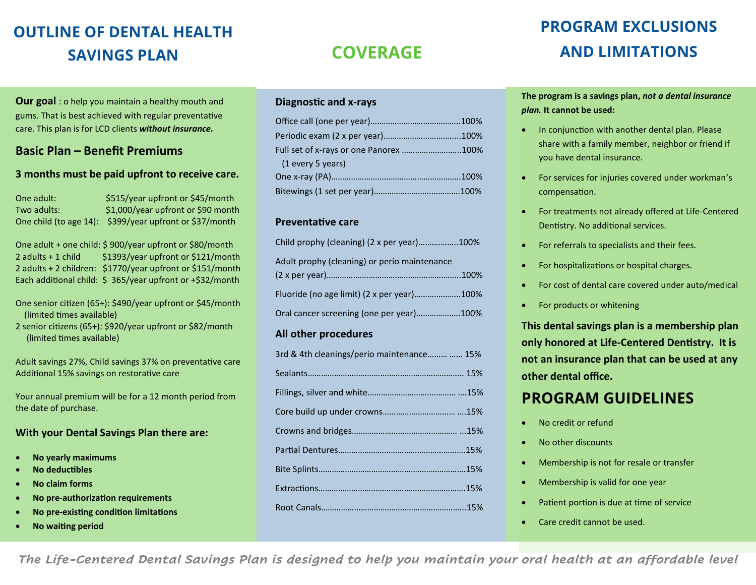# OUTLINE OF DENTAL HEALTH SAVINGS PLAN

**Our goal** : o help you maintain a healthy mouth and gums. That is best achieved with regular preventative care. This plan is for LCD clients ***without insurance.***

## Basic Plan – Benefit Premiums

### 3 months must be paid upfront to receive care.

One adult: $515/year upfront or $45/month
Two adults: $1,000/year upfront or $90 month
One child (to age 14): $399/year upfront or $37/month

One adult + one child: $ 900/year upfront or $80/month
2 adults + 1 child $1393/year upfront or $121/month
2 adults + 2 children: $1770/year upfront or $151/month
Each additional child: $ 365/year upfront or +$32/month

One senior citizen (65+): $490/year upfront or $45/month (limited times available)
2 senior citizens (65+): $920/year upfront or $82/month (limited times available)

Adult savings 27%, Child savings 37% on preventative care
Additional 15% savings on restorative care

Your annual premium will be for a 12 month period from the date of purchase.

### With your Dental Savings Plan there are:

- **No yearly maximums**
- **No deductibles**
- **No claim forms**
- **No pre-authorization requirements**
- **No pre-existing condition limitations**
- **No waiting period**

# COVERAGE

### Diagnostic and x-rays

Office call (one per year)........................................100%
Periodic exam (2 x per year)..................................100%
Full set of x-rays or one Panorex ..........................100% (1 every 5 years)
One x-ray (PA)........................................................100%
Bitewings (1 set per year)......................................100%

### Preventative care

Child prophy (cleaning) (2 x per year)..................100%
Adult prophy (cleaning) or perio maintenance (2 x per year)...........................................................100%
Fluoride (no age limit) (2 x per year).....................100%
Oral cancer screening (one per year)....................100%

### All other procedures

3rd & 4th cleanings/perio maintenance......... ...... 15%
Sealants..................................................................... 15%
Fillings, silver and white....................................... ....15%
Core build up under crowns................................ ....15%
Crowns and bridges............................................... ...15%
Partial Dentures........................................................15%
Bite Splints.................................................................15%
Extractions.................................................................15%
Root Canals................................................................15%

# PROGRAM EXCLUSIONS AND LIMITATIONS

**The program is a savings plan, *not a dental insurance plan.* It cannot be used:**

- In conjunction with another dental plan. Please share with a family member, neighbor or friend if you have dental insurance.
- For services for injuries covered under workman's compensation.
- For treatments not already offered at Life-Centered Dentistry. No additional services.
- For referrals to specialists and their fees.
- For hospitalizations or hospital charges.
- For cost of dental care covered under auto/medical
- For products or whitening

**This dental savings plan is a membership plan only honored at Life-Centered Dentistry. It is not an insurance plan that can be used at any other dental office.**

## PROGRAM GUIDELINES

- No credit or refund
- No other discounts
- Membership is not for resale or transfer
- Membership is valid for one year
- Patient portion is due at time of service
- Care credit cannot be used.

*The Life-Centered Dental Savings Plan is designed to help you maintain your oral health at an affordable level*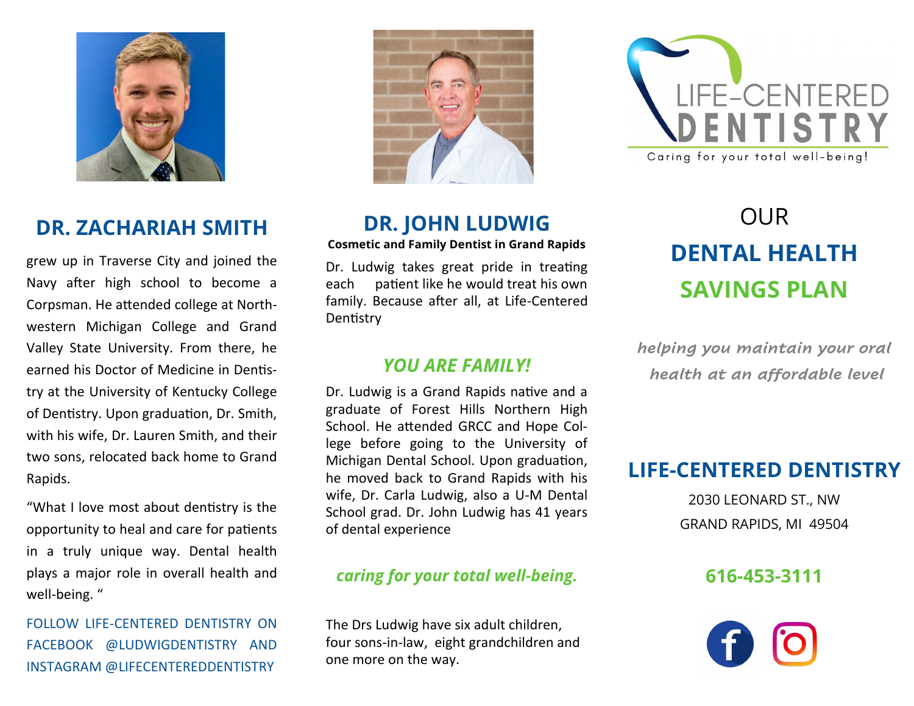## DR. ZACHARIAH SMITH

grew up in Traverse City and joined the Navy after high school to become a Corpsman. He attended college at Northwestern Michigan College and Grand Valley State University. From there, he earned his Doctor of Medicine in Dentistry at the University of Kentucky College of Dentistry. Upon graduation, Dr. Smith, with his wife, Dr. Lauren Smith, and their two sons, relocated back home to Grand Rapids.

"What I love most about dentistry is the opportunity to heal and care for patients in a truly unique way. Dental health plays a major role in overall health and well-being. "

FOLLOW LIFE-CENTERED DENTISTRY ON FACEBOOK @LUDWIGDENTISTRY AND INSTAGRAM @LIFECENTEREDDENTISTRY

## DR. JOHN LUDWIG

**Cosmetic and Family Dentist in Grand Rapids**

Dr. Ludwig takes great pride in treating each patient like he would treat his own family. Because after all, at Life-Centered Dentistry

### *YOU ARE FAMILY!*

Dr. Ludwig is a Grand Rapids native and a graduate of Forest Hills Northern High School. He attended GRCC and Hope College before going to the University of Michigan Dental School. Upon graduation, he moved back to Grand Rapids with his wife, Dr. Carla Ludwig, also a U-M Dental School grad. Dr. John Ludwig has 41 years of dental experience

***caring for your total well-being.***

The Drs Ludwig have six adult children, four sons-in-law, eight grandchildren and one more on the way.

LIFE-CENTERED DENTISTRY

Caring for your total well-being!

# OUR DENTAL HEALTH SAVINGS PLAN

***helping you maintain your oral health at an affordable level***

## LIFE-CENTERED DENTISTRY

2030 LEONARD ST., NW

GRAND RAPIDS, MI 49504

**616-453-3111**